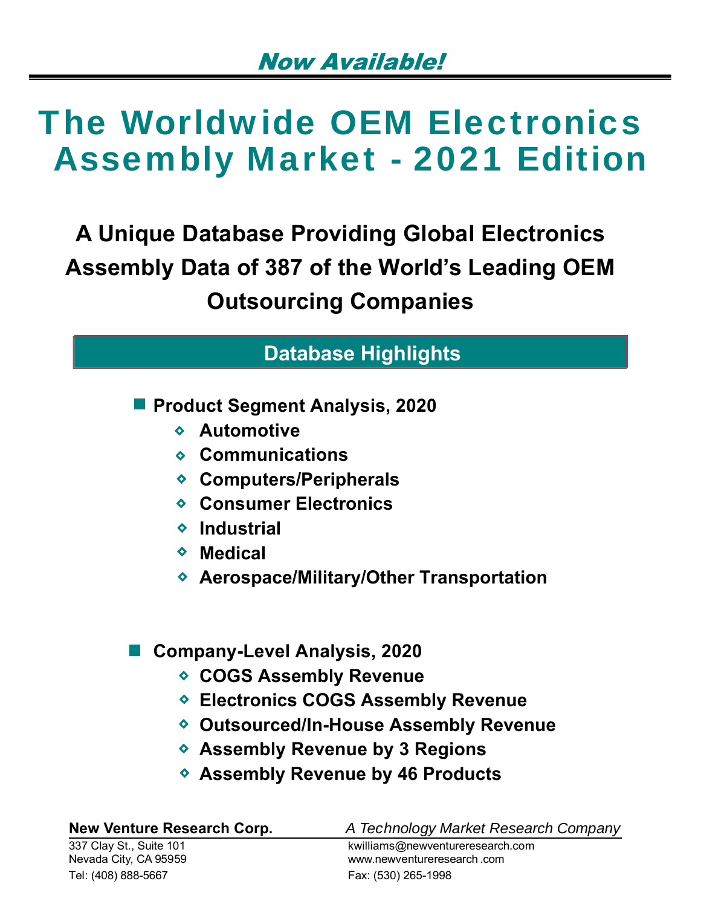*Now Available!*

# The Worldwide OEM Electronics Assembly Market - 2021 Edition

## A Unique Database Providing Global Electronics Assembly Data of 387 of the World's Leading OEM Outsourcing Companies

### Database Highlights

- **Product Segment Analysis, 2020**
  - **Automotive**
  - **Communications**
  - **Computers/Peripherals**
  - **Consumer Electronics**
  - **Industrial**
  - **Medical**
  - **Aerospace/Military/Other Transportation**

- **Company-Level Analysis, 2020**
  - **COGS Assembly Revenue**
  - **Electronics COGS Assembly Revenue**
  - **Outsourced/In-House Assembly Revenue**
  - **Assembly Revenue by 3 Regions**
  - **Assembly Revenue by 46 Products**

**New Venture Research Corp.** *A Technology Market Research Company*

337 Clay St., Suite 101
Nevada City, CA 95959
Tel: (408) 888-5667

kwilliams@newventureresearch.com
www.newventureresearch .com
Fax: (530) 265-1998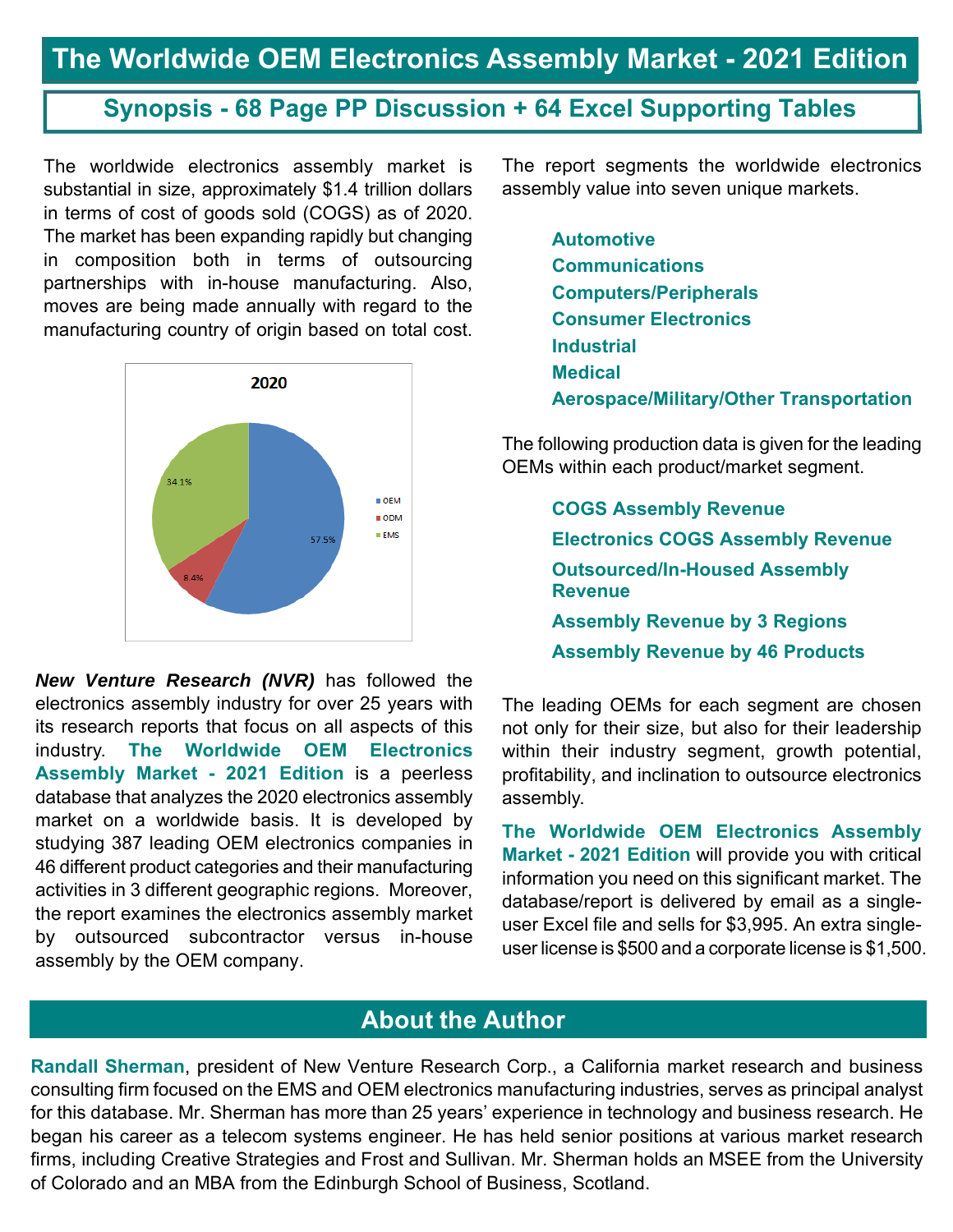# The Worldwide OEM Electronics Assembly Market - 2021 Edition

## Synopsis - 68 Page PP Discussion + 64 Excel Supporting Tables

The worldwide electronics assembly market is substantial in size, approximately $1.4 trillion dollars in terms of cost of goods sold (COGS) as of 2020. The market has been expanding rapidly but changing in composition both in terms of outsourcing partnerships with in-house manufacturing. Also, moves are being made annually with regard to the manufacturing country of origin based on total cost.

2020

- OEM: 57.5%
- ODM: 8.4%
- EMS: 34.1%

***New Venture Research (NVR)*** has followed the electronics assembly industry for over 25 years with its research reports that focus on all aspects of this industry. **The Worldwide OEM Electronics Assembly Market - 2021 Edition** is a peerless database that analyzes the 2020 electronics assembly market on a worldwide basis. It is developed by studying 387 leading OEM electronics companies in 46 different product categories and their manufacturing activities in 3 different geographic regions. Moreover, the report examines the electronics assembly market by outsourced subcontractor versus in-house assembly by the OEM company.

The report segments the worldwide electronics assembly value into seven unique markets.

- **Automotive**
- **Communications**
- **Computers/Peripherals**
- **Consumer Electronics**
- **Industrial**
- **Medical**
- **Aerospace/Military/Other Transportation**

The following production data is given for the leading OEMs within each product/market segment.

- **COGS Assembly Revenue**
- **Electronics COGS Assembly Revenue**
- **Outsourced/In-Housed Assembly Revenue**
- **Assembly Revenue by 3 Regions**
- **Assembly Revenue by 46 Products**

The leading OEMs for each segment are chosen not only for their size, but also for their leadership within their industry segment, growth potential, profitability, and inclination to outsource electronics assembly.

**The Worldwide OEM Electronics Assembly Market - 2021 Edition** will provide you with critical information you need on this significant market. The database/report is delivered by email as a single-user Excel file and sells for $3,995. An extra single-user license is $500 and a corporate license is $1,500.

## About the Author

**Randall Sherman**, president of New Venture Research Corp., a California market research and business consulting firm focused on the EMS and OEM electronics manufacturing industries, serves as principal analyst for this database. Mr. Sherman has more than 25 years' experience in technology and business research. He began his career as a telecom systems engineer. He has held senior positions at various market research firms, including Creative Strategies and Frost and Sullivan. Mr. Sherman holds an MSEE from the University of Colorado and an MBA from the Edinburgh School of Business, Scotland.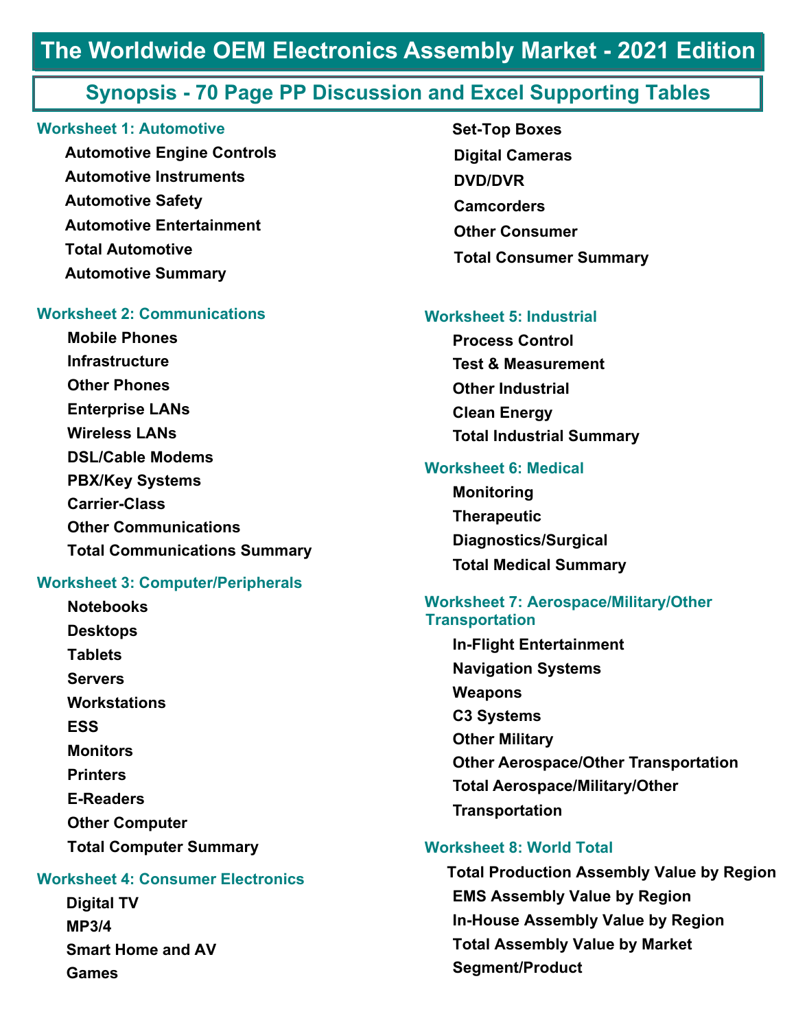# The Worldwide OEM Electronics Assembly Market - 2021 Edition

## Synopsis - 70 Page PP Discussion and Excel Supporting Tables

### Worksheet 1: Automotive

- Automotive Engine Controls
- Automotive Instruments
- Automotive Safety
- Automotive Entertainment
- Total Automotive
- Automotive Summary

### Worksheet 2: Communications

- Mobile Phones
- Infrastructure
- Other Phones
- Enterprise LANs
- Wireless LANs
- DSL/Cable Modems
- PBX/Key Systems
- Carrier-Class
- Other Communications
- Total Communications Summary

### Worksheet 3: Computer/Peripherals

- Notebooks
- Desktops
- Tablets
- Servers
- Workstations
- ESS
- Monitors
- Printers
- E-Readers
- Other Computer
- Total Computer Summary

### Worksheet 4: Consumer Electronics

- Digital TV
- MP3/4
- Smart Home and AV
- Games
- Set-Top Boxes
- Digital Cameras
- DVD/DVR
- Camcorders
- Other Consumer
- Total Consumer Summary

### Worksheet 5: Industrial

- Process Control
- Test & Measurement
- Other Industrial
- Clean Energy
- Total Industrial Summary

### Worksheet 6: Medical

- Monitoring
- Therapeutic
- Diagnostics/Surgical
- Total Medical Summary

### Worksheet 7: Aerospace/Military/Other Transportation

- In-Flight Entertainment
- Navigation Systems
- Weapons
- C3 Systems
- Other Military
- Other Aerospace/Other Transportation
- Total Aerospace/Military/Other Transportation

### Worksheet 8: World Total

- Total Production Assembly Value by Region
- EMS Assembly Value by Region
- In-House Assembly Value by Region
- Total Assembly Value by Market Segment/Product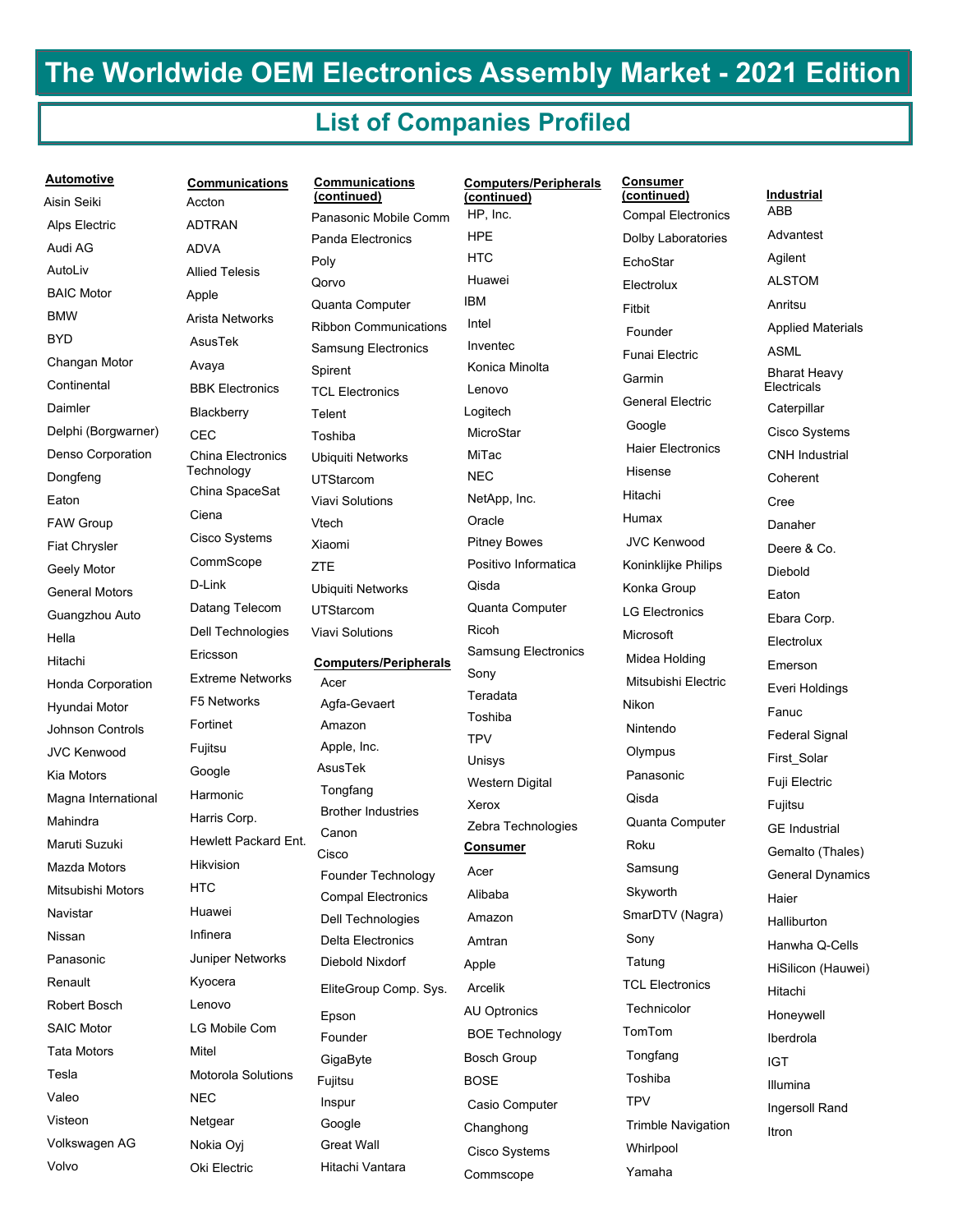# The Worldwide OEM Electronics Assembly Market - 2021 Edition

## List of Companies Profiled

**Automotive**

Aisin Seiki
Alps Electric
Audi AG
AutoLiv
BAIC Motor
BMW
BYD
Changan Motor
Continental
Daimler
Delphi (Borgwarner)
Denso Corporation
Dongfeng
Eaton
FAW Group
Fiat Chrysler
Geely Motor
General Motors
Guangzhou Auto
Hella
Hitachi
Honda Corporation
Hyundai Motor
Johnson Controls
JVC Kenwood
Kia Motors
Magna International
Mahindra
Maruti Suzuki
Mazda Motors
Mitsubishi Motors
Navistar
Nissan
Panasonic
Renault
Robert Bosch
SAIC Motor
Tata Motors
Tesla
Valeo
Visteon
Volkswagen AG
Volvo

**Communications**

Accton
ADTRAN
ADVA
Allied Telesis
Apple
Arista Networks
AsusTek
Avaya
BBK Electronics
Blackberry
CEC
China Electronics Technology
China SpaceSat
Ciena
Cisco Systems
CommScope
D-Link
Datang Telecom
Dell Technologies
Ericsson
Extreme Networks
F5 Networks
Fortinet
Fujitsu
Google
Harmonic
Harris Corp.
Hewlett Packard Ent.
Hikvision
HTC
Huawei
Infinera
Juniper Networks
Kyocera
Lenovo
LG Mobile Com
Mitel
Motorola Solutions
NEC
Netgear
Nokia Oyj
Oki Electric

**Communications (continued)**

Panasonic Mobile Comm
Panda Electronics
Poly
Qorvo
Quanta Computer
Ribbon Communications
Samsung Electronics
Spirent
TCL Electronics
Telent
Toshiba
Ubiquiti Networks
UTStarcom
Viavi Solutions
Vtech
Xiaomi
ZTE
Ubiquiti Networks
UTStarcom
Viavi Solutions

**Computers/Peripherals**

Acer
Agfa-Gevaert
Amazon
Apple, Inc.
AsusTek
Tongfang
Brother Industries
Canon
Cisco
Founder Technology
Compal Electronics
Dell Technologies
Delta Electronics
Diebold Nixdorf
EliteGroup Comp. Sys.
Epson
Founder
GigaByte
Fujitsu
Inspur
Google
Great Wall
Hitachi Vantara

**Computers/Peripherals (continued)**

HP, Inc.
HPE
HTC
Huawei
IBM
Intel
Inventec
Konica Minolta
Lenovo
Logitech
MicroStar
MiTac
NEC
NetApp, Inc.
Oracle
Pitney Bowes
Positivo Informatica
Qisda
Quanta Computer
Ricoh
Samsung Electronics
Sony
Teradata
Toshiba
TPV
Unisys
Western Digital
Xerox
Zebra Technologies

**Consumer**

Acer
Alibaba
Amazon
Amtran
Apple
Arcelik
AU Optronics
BOE Technology
Bosch Group
BOSE
Casio Computer
Changhong
Cisco Systems
Commscope

**Consumer (continued)**

Compal Electronics
Dolby Laboratories
EchoStar
Electrolux
Fitbit
Founder
Funai Electric
Garmin
General Electric
Google
Haier Electronics
Hisense
Hitachi
Humax
JVC Kenwood
Koninklijke Philips
Konka Group
LG Electronics
Microsoft
Midea Holding
Mitsubishi Electric
Nikon
Nintendo
Olympus
Panasonic
Qisda
Quanta Computer
Roku
Samsung
Skyworth
SmarDTV (Nagra)
Sony
Tatung
TCL Electronics
Technicolor
TomTom
Tongfang
Toshiba
TPV
Trimble Navigation
Whirlpool
Yamaha

**Industrial**

ABB
Advantest
Agilent
ALSTOM
Anritsu
Applied Materials
ASML
Bharat Heavy Electricals
Caterpillar
Cisco Systems
CNH Industrial
Coherent
Cree
Danaher
Deere & Co.
Diebold
Eaton
Ebara Corp.
Electrolux
Emerson
Everi Holdings
Fanuc
Federal Signal
First_Solar
Fuji Electric
Fujitsu
GE Industrial
Gemalto (Thales)
General Dynamics
Haier
Halliburton
Hanwha Q-Cells
HiSilicon (Hauwei)
Hitachi
Honeywell
Iberdrola
IGT
Illumina
Ingersoll Rand
Itron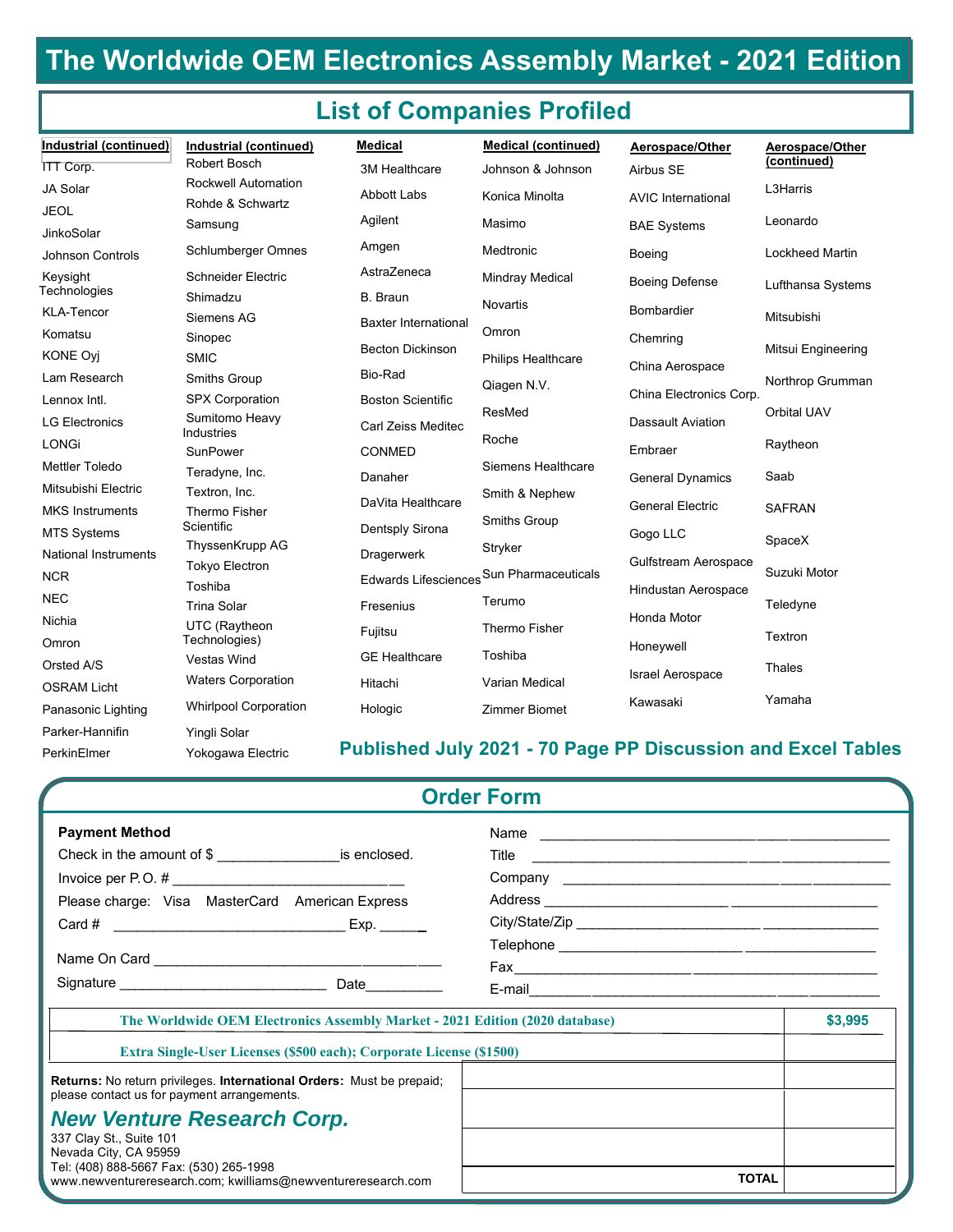# The Worldwide OEM Electronics Assembly Market - 2021 Edition

## List of Companies Profiled

**Industrial (continued)**

- ITT Corp.
- JA Solar
- JEOL
- JinkoSolar
- Johnson Controls
- Keysight Technologies
- KLA-Tencor
- Komatsu
- KONE Oyj
- Lam Research
- Lennox Intl.
- LG Electronics
- LONGi
- Mettler Toledo
- Mitsubishi Electric
- MKS Instruments
- MTS Systems
- National Instruments
- NCR
- NEC
- Nichia
- Omron
- Orsted A/S
- OSRAM Licht
- Panasonic Lighting
- Parker-Hannifin
- PerkinElmer

**Industrial (continued)**

- Robert Bosch
- Rockwell Automation
- Rohde & Schwartz
- Samsung
- Schlumberger Omnes
- Schneider Electric
- Shimadzu
- Siemens AG
- Sinopec
- SMIC
- Smiths Group
- SPX Corporation
- Sumitomo Heavy Industries
- SunPower
- Teradyne, Inc.
- Textron, Inc.
- Thermo Fisher Scientific
- ThyssenKrupp AG
- Tokyo Electron
- Toshiba
- Trina Solar
- UTC (Raytheon Technologies)
- Vestas Wind
- Waters Corporation
- Whirlpool Corporation
- Yingli Solar
- Yokogawa Electric

**Medical**

- 3M Healthcare
- Abbott Labs
- Agilent
- Amgen
- AstraZeneca
- B. Braun
- Baxter International
- Becton Dickinson
- Bio-Rad
- Boston Scientific
- Carl Zeiss Meditec
- CONMED
- Danaher
- DaVita Healthcare
- Dentsply Sirona
- Dragerwerk
- Edwards Lifesciences
- Fresenius
- Fujitsu
- GE Healthcare
- Hitachi
- Hologic

**Medical (continued)**

- Johnson & Johnson
- Konica Minolta
- Masimo
- Medtronic
- Mindray Medical
- Novartis
- Omron
- Philips Healthcare
- Qiagen N.V.
- ResMed
- Roche
- Siemens Healthcare
- Smith & Nephew
- Smiths Group
- Stryker
- Sun Pharmaceuticals
- Terumo
- Thermo Fisher
- Toshiba
- Varian Medical
- Zimmer Biomet

**Aerospace/Other**

- Airbus SE
- AVIC International
- BAE Systems
- Boeing
- Boeing Defense
- Bombardier
- Chemring
- China Aerospace
- China Electronics Corp.
- Dassault Aviation
- Embraer
- General Dynamics
- General Electric
- Gogo LLC
- Gulfstream Aerospace
- Hindustan Aerospace
- Honda Motor
- Honeywell
- Israel Aerospace
- Kawasaki

**Aerospace/Other (continued)**

- L3Harris
- Leonardo
- Lockheed Martin
- Lufthansa Systems
- Mitsubishi
- Mitsui Engineering
- Northrop Grumman
- Orbital UAV
- Raytheon
- Saab
- SAFRAN
- SpaceX
- Suzuki Motor
- Teledyne
- Textron
- Thales
- Yamaha

**Published July 2021 - 70 Page PP Discussion and Excel Tables**

## Order Form

**Payment Method**

Check in the amount of $ ________________is enclosed.

Invoice per P.O. # ________________________________

Please charge: Visa MasterCard American Express

Card # ________________________________ Exp. ______

Name On Card ______________________________________

Signature ____________________________ Date__________

Name ______________________________________________

Title ______________________________________________

Company ___________________________________________

Address ____________________________________________

City/State/Zip _______________________________________

Telephone __________________________________________

Fax _______________________________________________

E-mail _____________________________________________

| Item | Price |
|---|---|
| The Worldwide OEM Electronics Assembly Market - 2021 Edition (2020 database) | $3,995 |
| Extra Single-User Licenses ($500 each); Corporate License ($1500) | |
| | |
| | |
| | |
| TOTAL | |

**Returns:** No return privileges. **International Orders:** Must be prepaid; please contact us for payment arrangements.

***New Venture Research Corp.***

337 Clay St., Suite 101
Nevada City, CA 95959
Tel: (408) 888-5667 Fax: (530) 265-1998
www.newventureresearch.com; kwilliams@newventureresearch.com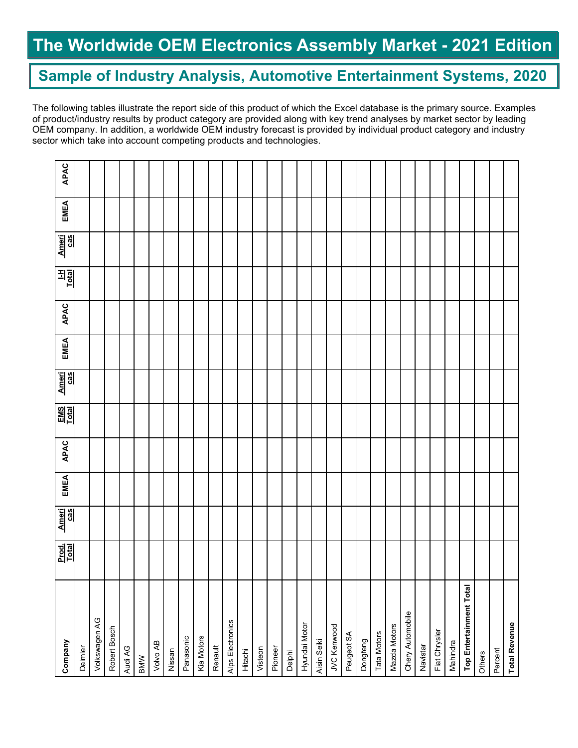# The Worldwide OEM Electronics Assembly Market - 2021 Edition

## Sample of Industry Analysis, Automotive Entertainment Systems, 2020

The following tables illustrate the report side of this product of which the Excel database is the primary source. Examples of product/industry results by product category are provided along with key trend analyses by market sector by leading OEM company. In addition, a worldwide OEM industry forecast is provided by individual product category and industry sector which take into account competing products and technologies.

| Company | Prod. Total | Americas | EMEA | APAC | EMS Total | Americas | EMEA | APAC | I-H Total | Americas | EMEA | APAC |
|---|---|---|---|---|---|---|---|---|---|---|---|---|
| Daimler | | | | | | | | | | | | |
| Volkswagen AG | | | | | | | | | | | | |
| Robert Bosch | | | | | | | | | | | | |
| Audi AG | | | | | | | | | | | | |
| BMW | | | | | | | | | | | | |
| Volvo AB | | | | | | | | | | | | |
| Nissan | | | | | | | | | | | | |
| Panasonic | | | | | | | | | | | | |
| Kia Motors | | | | | | | | | | | | |
| Renault | | | | | | | | | | | | |
| Alps Electronics | | | | | | | | | | | | |
| Hitachi | | | | | | | | | | | | |
| Visteon | | | | | | | | | | | | |
| Pioneer | | | | | | | | | | | | |
| Delphi | | | | | | | | | | | | |
| Hyundai Motor | | | | | | | | | | | | |
| Aisin Seiki | | | | | | | | | | | | |
| JVC Kenwood | | | | | | | | | | | | |
| Peugeot SA | | | | | | | | | | | | |
| Dongfeng | | | | | | | | | | | | |
| Tata Motors | | | | | | | | | | | | |
| Mazda Motors | | | | | | | | | | | | |
| Chery Automobile | | | | | | | | | | | | |
| Navistar | | | | | | | | | | | | |
| Fiat Chrysler | | | | | | | | | | | | |
| Mahindra | | | | | | | | | | | | |
| **Top Entertainment Total** | | | | | | | | | | | | |
| Others | | | | | | | | | | | | |
| Percent | | | | | | | | | | | | |
| **Total Revenue** | | | | | | | | | | | | |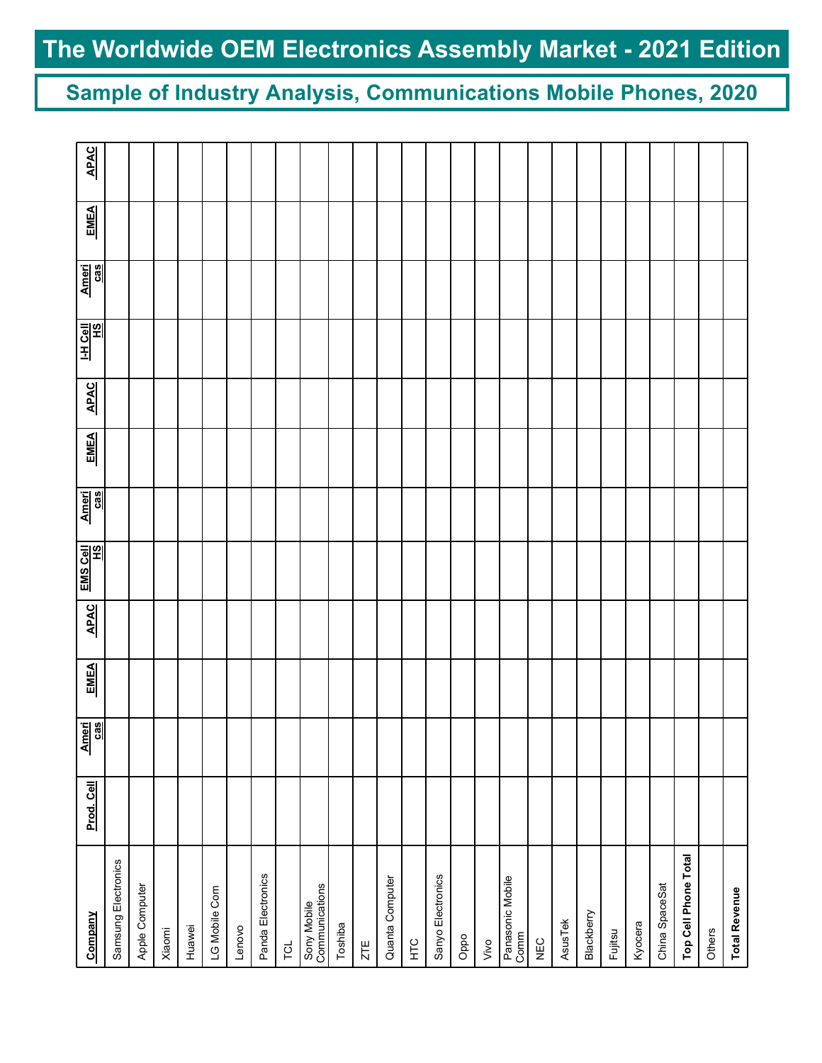# The Worldwide OEM Electronics Assembly Market - 2021 Edition

## Sample of Industry Analysis, Communications Mobile Phones, 2020

| Company | Prod. Cell | Americas | EMEA | APAC | EMS Cell HS | Americas | EMEA | APAC | I-H Cell HS | Americas | EMEA | APAC |
|---|---|---|---|---|---|---|---|---|---|---|---|---|
| Samsung Electronics | | | | | | | | | | | | |
| Apple Computer | | | | | | | | | | | | |
| Xiaomi | | | | | | | | | | | | |
| Huawei | | | | | | | | | | | | |
| LG Mobile Com | | | | | | | | | | | | |
| Lenovo | | | | | | | | | | | | |
| Panda Electronics | | | | | | | | | | | | |
| TCL | | | | | | | | | | | | |
| Sony Mobile Communications | | | | | | | | | | | | |
| Toshiba | | | | | | | | | | | | |
| ZTE | | | | | | | | | | | | |
| Quanta Computer | | | | | | | | | | | | |
| HTC | | | | | | | | | | | | |
| Sanyo Electronics | | | | | | | | | | | | |
| Oppo | | | | | | | | | | | | |
| Vivo | | | | | | | | | | | | |
| Panasonic Mobile Comm | | | | | | | | | | | | |
| NEC | | | | | | | | | | | | |
| AsusTek | | | | | | | | | | | | |
| Blackberry | | | | | | | | | | | | |
| Fujitsu | | | | | | | | | | | | |
| Kyocera | | | | | | | | | | | | |
| China SpaceSat | | | | | | | | | | | | |
| **Top Cell Phone Total** | | | | | | | | | | | | |
| Others | | | | | | | | | | | | |
| **Total Revenue** | | | | | | | | | | | | |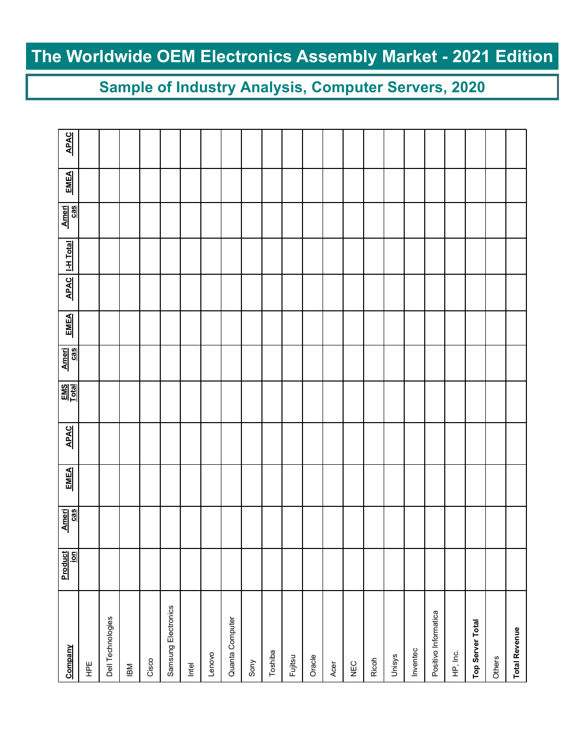# The Worldwide OEM Electronics Assembly Market - 2021 Edition

## Sample of Industry Analysis, Computer Servers, 2020

| Company | Production | Americas | EMEA | APAC | EMS Total | Americas | EMEA | APAC | I-H Total | Americas | EMEA | APAC |
|---|---|---|---|---|---|---|---|---|---|---|---|---|
| HPE | | | | | | | | | | | | |
| Dell Technologies | | | | | | | | | | | | |
| IBM | | | | | | | | | | | | |
| Cisco | | | | | | | | | | | | |
| Samsung Electronics | | | | | | | | | | | | |
| Intel | | | | | | | | | | | | |
| Lenovo | | | | | | | | | | | | |
| Quanta Computer | | | | | | | | | | | | |
| Sony | | | | | | | | | | | | |
| Toshiba | | | | | | | | | | | | |
| Fujitsu | | | | | | | | | | | | |
| Oracle | | | | | | | | | | | | |
| Acer | | | | | | | | | | | | |
| NEC | | | | | | | | | | | | |
| Ricoh | | | | | | | | | | | | |
| Unisys | | | | | | | | | | | | |
| Inventec | | | | | | | | | | | | |
| Positivo Informatica | | | | | | | | | | | | |
| HP, Inc. | | | | | | | | | | | | |
| **Top Server Total** | | | | | | | | | | | | |
| Others | | | | | | | | | | | | |
| **Total Revenue** | | | | | | | | | | | | |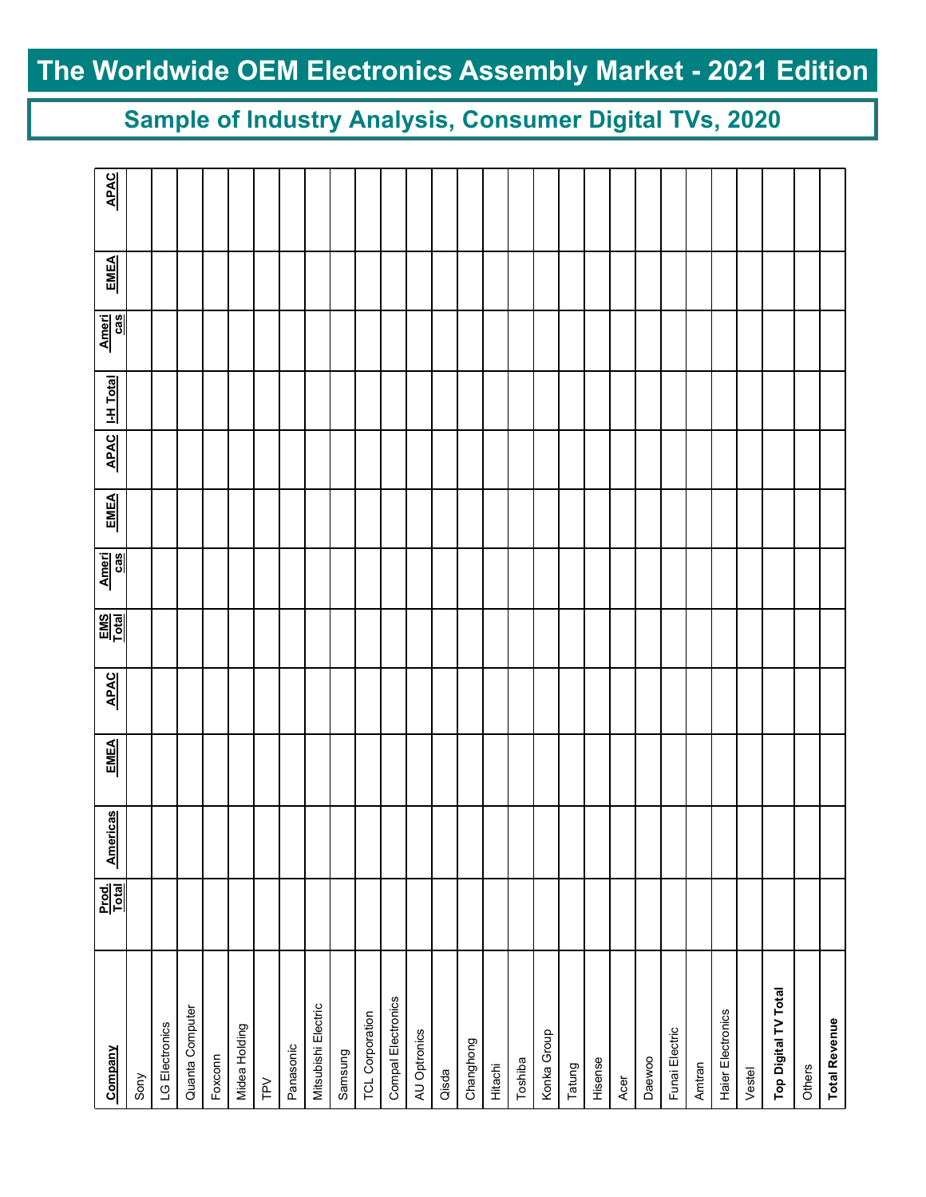# The Worldwide OEM Electronics Assembly Market - 2021 Edition

## Sample of Industry Analysis, Consumer Digital TVs, 2020

| Company | Prod. Total | Americas | EMEA | APAC | EMS Total | Americas | EMEA | APAC | I-H Total | Americas | EMEA | APAC |
|---|---|---|---|---|---|---|---|---|---|---|---|---|
| Sony | | | | | | | | | | | | |
| LG Electronics | | | | | | | | | | | | |
| Quanta Computer | | | | | | | | | | | | |
| Foxconn | | | | | | | | | | | | |
| Midea Holding | | | | | | | | | | | | |
| TPV | | | | | | | | | | | | |
| Panasonic | | | | | | | | | | | | |
| Mitsubishi Electric | | | | | | | | | | | | |
| Samsung | | | | | | | | | | | | |
| TCL Corporation | | | | | | | | | | | | |
| Compal Electronics | | | | | | | | | | | | |
| AU Optronics | | | | | | | | | | | | |
| Qisda | | | | | | | | | | | | |
| Changhong | | | | | | | | | | | | |
| Hitachi | | | | | | | | | | | | |
| Toshiba | | | | | | | | | | | | |
| Konka Group | | | | | | | | | | | | |
| Tatung | | | | | | | | | | | | |
| Hisense | | | | | | | | | | | | |
| Acer | | | | | | | | | | | | |
| Daewoo | | | | | | | | | | | | |
| Funai Electric | | | | | | | | | | | | |
| Amtran | | | | | | | | | | | | |
| Haier Electronics | | | | | | | | | | | | |
| Vestel | | | | | | | | | | | | |
| **Top Digital TV Total** | | | | | | | | | | | | |
| Others | | | | | | | | | | | | |
| **Total Revenue** | | | | | | | | | | | | |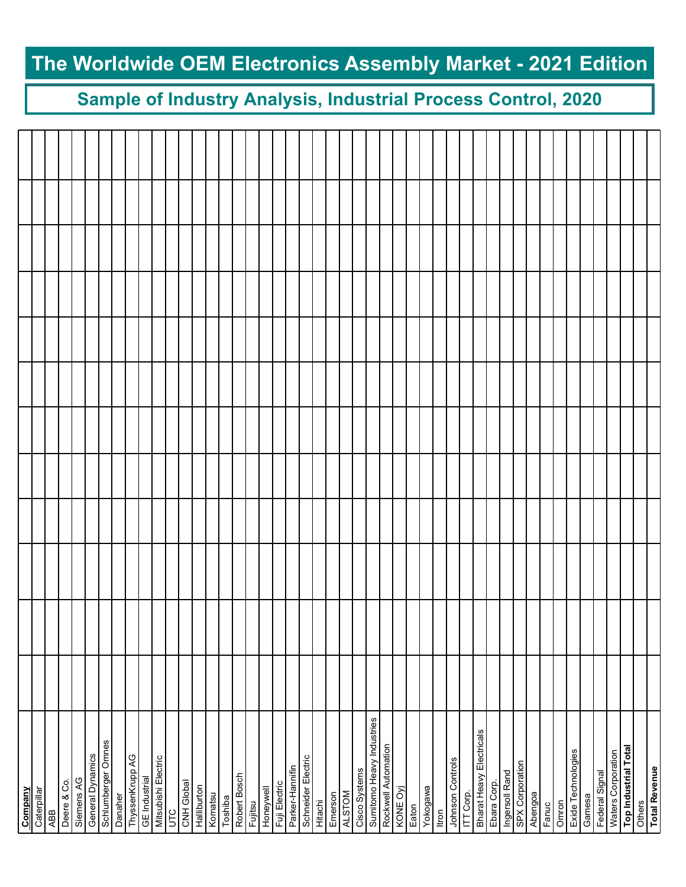# The Worldwide OEM Electronics Assembly Market - 2021 Edition

## Sample of Industry Analysis, Industrial Process Control, 2020

| Company | | | | | | | | | | | | |
|---|---|---|---|---|---|---|---|---|---|---|---|---|
| Caterpillar | | | | | | | | | | | | |
| ABB | | | | | | | | | | | | |
| Deere & Co. | | | | | | | | | | | | |
| Siemens AG | | | | | | | | | | | | |
| General Dynamics | | | | | | | | | | | | |
| Schlumberger Omnes | | | | | | | | | | | | |
| Danaher | | | | | | | | | | | | |
| ThyssenKrupp AG | | | | | | | | | | | | |
| GE Industrial | | | | | | | | | | | | |
| Mitsubishi Electric | | | | | | | | | | | | |
| UTC | | | | | | | | | | | | |
| CNH Global | | | | | | | | | | | | |
| Halliburton | | | | | | | | | | | | |
| Komatsu | | | | | | | | | | | | |
| Toshiba | | | | | | | | | | | | |
| Robert Bosch | | | | | | | | | | | | |
| Fujitsu | | | | | | | | | | | | |
| Honeywell | | | | | | | | | | | | |
| Fuji Electric | | | | | | | | | | | | |
| Parker-Hannifin | | | | | | | | | | | | |
| Schneider Electric | | | | | | | | | | | | |
| Hitachi | | | | | | | | | | | | |
| Emerson | | | | | | | | | | | | |
| ALSTOM | | | | | | | | | | | | |
| Cisco Systems | | | | | | | | | | | | |
| Sumitomo Heavy Industries | | | | | | | | | | | | |
| Rockwell Automation | | | | | | | | | | | | |
| KONE Oyj | | | | | | | | | | | | |
| Eaton | | | | | | | | | | | | |
| Yokogawa | | | | | | | | | | | | |
| Itron | | | | | | | | | | | | |
| Johnson Controls | | | | | | | | | | | | |
| ITT Corp. | | | | | | | | | | | | |
| Bharat Heavy Electricals | | | | | | | | | | | | |
| Ebara Corp. | | | | | | | | | | | | |
| Ingersoll Rand | | | | | | | | | | | | |
| SPX Corporation | | | | | | | | | | | | |
| Abengoa | | | | | | | | | | | | |
| Fanuc | | | | | | | | | | | | |
| Omron | | | | | | | | | | | | |
| Exide Technologies | | | | | | | | | | | | |
| Gamesa | | | | | | | | | | | | |
| Federal Signal | | | | | | | | | | | | |
| Waters Corporation | | | | | | | | | | | | |
| **Top Industrial Total** | | | | | | | | | | | | |
| Others | | | | | | | | | | | | |
| **Total Revenue** | | | | | | | | | | | | |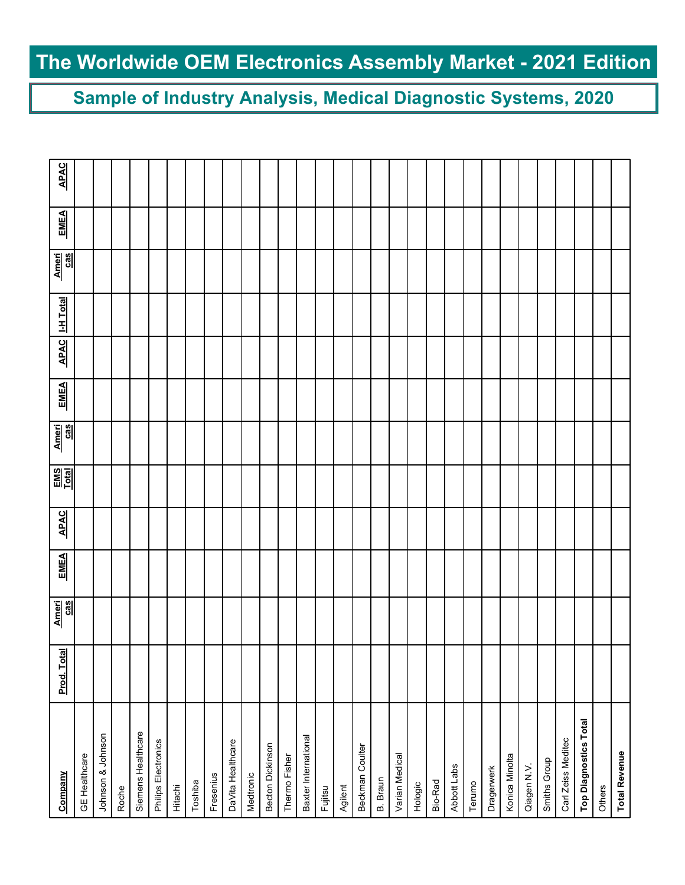# The Worldwide OEM Electronics Assembly Market - 2021 Edition

## Sample of Industry Analysis, Medical Diagnostic Systems, 2020

| Company | Prod. Total | Americas | EMEA | APAC | EMS Total | Americas | EMEA | APAC | I-H Total | Americas | EMEA | APAC |
|---|---|---|---|---|---|---|---|---|---|---|---|---|
| GE Healthcare | | | | | | | | | | | | |
| Johnson & Johnson | | | | | | | | | | | | |
| Roche | | | | | | | | | | | | |
| Siemens Healthcare | | | | | | | | | | | | |
| Philips Electronics | | | | | | | | | | | | |
| Hitachi | | | | | | | | | | | | |
| Toshiba | | | | | | | | | | | | |
| Fresenius | | | | | | | | | | | | |
| DaVita Healthcare | | | | | | | | | | | | |
| Medtronic | | | | | | | | | | | | |
| Becton Dickinson | | | | | | | | | | | | |
| Thermo Fisher | | | | | | | | | | | | |
| Baxter International | | | | | | | | | | | | |
| Fujitsu | | | | | | | | | | | | |
| Agilent | | | | | | | | | | | | |
| Beckman Coulter | | | | | | | | | | | | |
| B. Braun | | | | | | | | | | | | |
| Varian Medical | | | | | | | | | | | | |
| Hologic | | | | | | | | | | | | |
| Bio-Rad | | | | | | | | | | | | |
| Abbott Labs | | | | | | | | | | | | |
| Terumo | | | | | | | | | | | | |
| Dragerwerk | | | | | | | | | | | | |
| Konica Minolta | | | | | | | | | | | | |
| Qiagen N.V. | | | | | | | | | | | | |
| Smiths Group | | | | | | | | | | | | |
| Carl Zeiss Meditec | | | | | | | | | | | | |
| **Top Diagnostics Total** | | | | | | | | | | | | |
| Others | | | | | | | | | | | | |
| **Total Revenue** | | | | | | | | | | | | |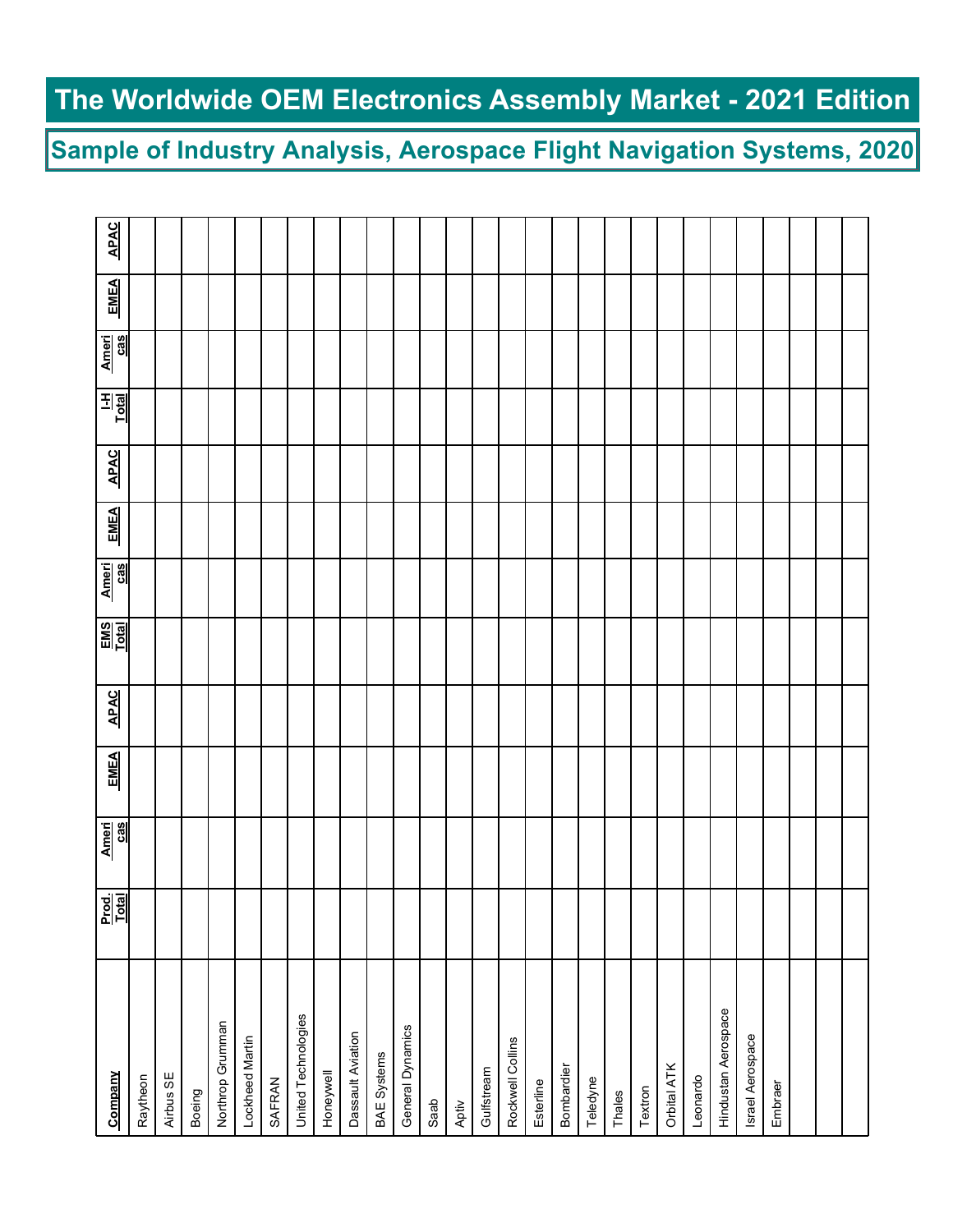# The Worldwide OEM Electronics Assembly Market - 2021 Edition

## Sample of Industry Analysis, Aerospace Flight Navigation Systems, 2020

| Company | Prod. Total | Americas | EMEA | APAC | EMS Total | Americas | EMEA | APAC | I-H Total | Americas | EMEA | APAC |
|---|---|---|---|---|---|---|---|---|---|---|---|---|
| Raytheon | | | | | | | | | | | | |
| Airbus SE | | | | | | | | | | | | |
| Boeing | | | | | | | | | | | | |
| Northrop Grumman | | | | | | | | | | | | |
| Lockheed Martin | | | | | | | | | | | | |
| SAFRAN | | | | | | | | | | | | |
| United Technologies | | | | | | | | | | | | |
| Honeywell | | | | | | | | | | | | |
| Dassault Aviation | | | | | | | | | | | | |
| BAE Systems | | | | | | | | | | | | |
| General Dynamics | | | | | | | | | | | | |
| Saab | | | | | | | | | | | | |
| Aptiv | | | | | | | | | | | | |
| Gulfstream | | | | | | | | | | | | |
| Rockwell Collins | | | | | | | | | | | | |
| Esterline | | | | | | | | | | | | |
| Bombardier | | | | | | | | | | | | |
| Teledyne | | | | | | | | | | | | |
| Thales | | | | | | | | | | | | |
| Textron | | | | | | | | | | | | |
| Orbital ATK | | | | | | | | | | | | |
| Leonardo | | | | | | | | | | | | |
| Hindustan Aerospace | | | | | | | | | | | | |
| Israel Aerospace | | | | | | | | | | | | |
| Embraer | | | | | | | | | | | | |
| | | | | | | | | | | | | |
| | | | | | | | | | | | | |
| | | | | | | | | | | | | |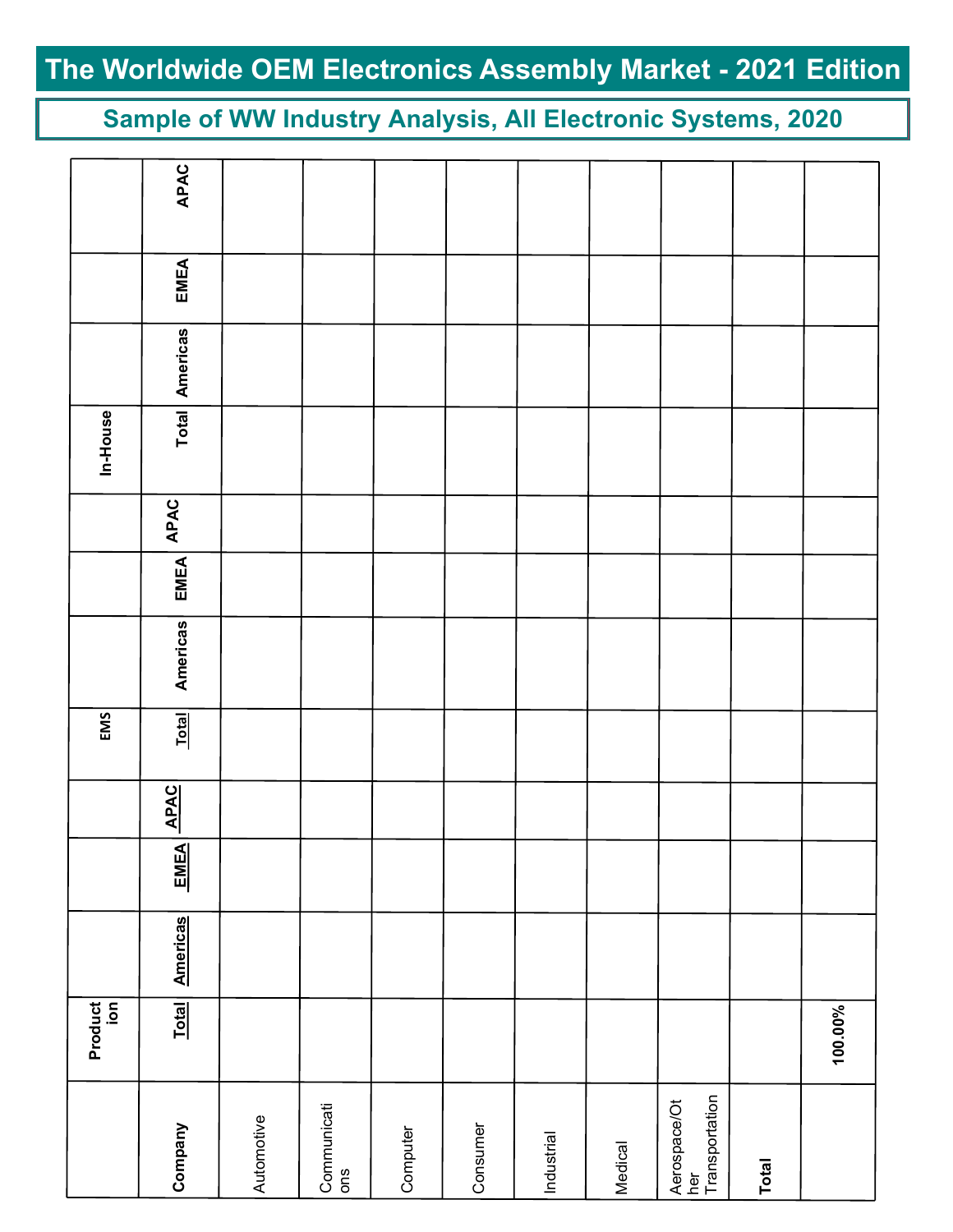# The Worldwide OEM Electronics Assembly Market - 2021 Edition

## Sample of WW Industry Analysis, All Electronic Systems, 2020

| | Production | | | | EMS | | | | In-House | | | |
|---|---|---|---|---|---|---|---|---|---|---|---|---|
| **Company** | **Total** | **Americas** | **EMEA** | **APAC** | **Total** | **Americas** | **EMEA** | **APAC** | **Total** | **Americas** | **EMEA** | **APAC** |
| Automotive | | | | | | | | | | | | |
| Communications | | | | | | | | | | | | |
| Computer | | | | | | | | | | | | |
| Consumer | | | | | | | | | | | | |
| Industrial | | | | | | | | | | | | |
| Medical | | | | | | | | | | | | |
| Aerospace/Other Transportation | | | | | | | | | | | | |
| **Total** | | | | | | | | | | | | |
| | **100.00%** | | | | | | | | | | | |